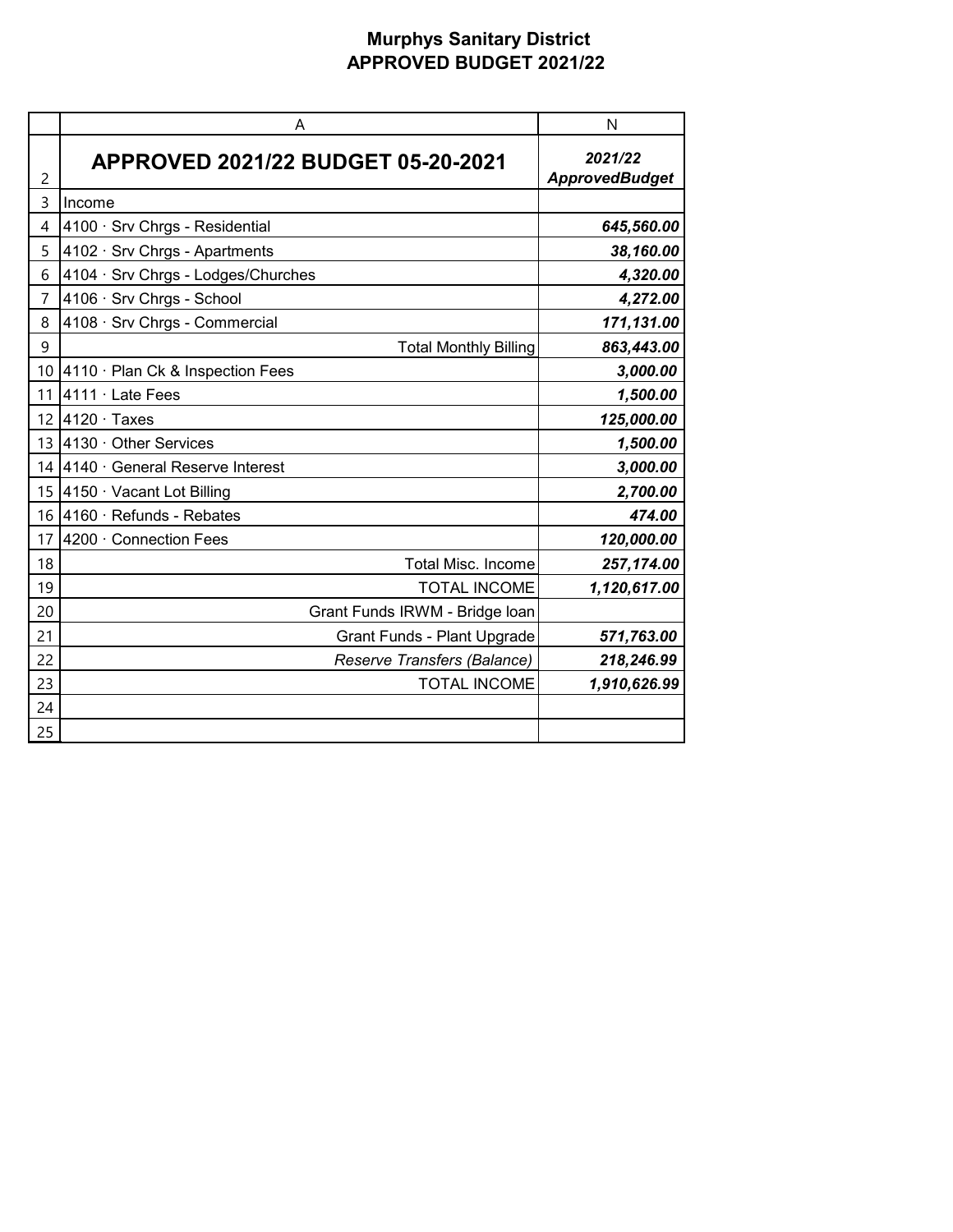# Murphys Sanitary District
## APPROVED BUDGET 2021/22

| | A | N |
|---|---|---|
| 2 | **APPROVED 2021/22 BUDGET 05-20-2021** | ***2021/22 ApprovedBudget*** |
| 3 | Income | |
| 4 | 4100 · Srv Chrgs - Residential | ***645,560.00*** |
| 5 | 4102 · Srv Chrgs - Apartments | ***38,160.00*** |
| 6 | 4104 · Srv Chrgs - Lodges/Churches | ***4,320.00*** |
| 7 | 4106 · Srv Chrgs - School | ***4,272.00*** |
| 8 | 4108 · Srv Chrgs - Commercial | ***171,131.00*** |
| 9 | Total Monthly Billing | ***863,443.00*** |
| 10 | 4110 · Plan Ck & Inspection Fees | ***3,000.00*** |
| 11 | 4111 · Late Fees | ***1,500.00*** |
| 12 | 4120 · Taxes | ***125,000.00*** |
| 13 | 4130 · Other Services | ***1,500.00*** |
| 14 | 4140 · General Reserve Interest | ***3,000.00*** |
| 15 | 4150 · Vacant Lot Billing | ***2,700.00*** |
| 16 | 4160 · Refunds - Rebates | ***474.00*** |
| 17 | 4200 · Connection Fees | ***120,000.00*** |
| 18 | Total Misc. Income | ***257,174.00*** |
| 19 | TOTAL INCOME | ***1,120,617.00*** |
| 20 | Grant Funds IRWM - Bridge loan | |
| 21 | Grant Funds - Plant Upgrade | ***571,763.00*** |
| 22 | *Reserve Transfers (Balance)* | ***218,246.99*** |
| 23 | TOTAL INCOME | ***1,910,626.99*** |
| 24 | | |
| 25 | | |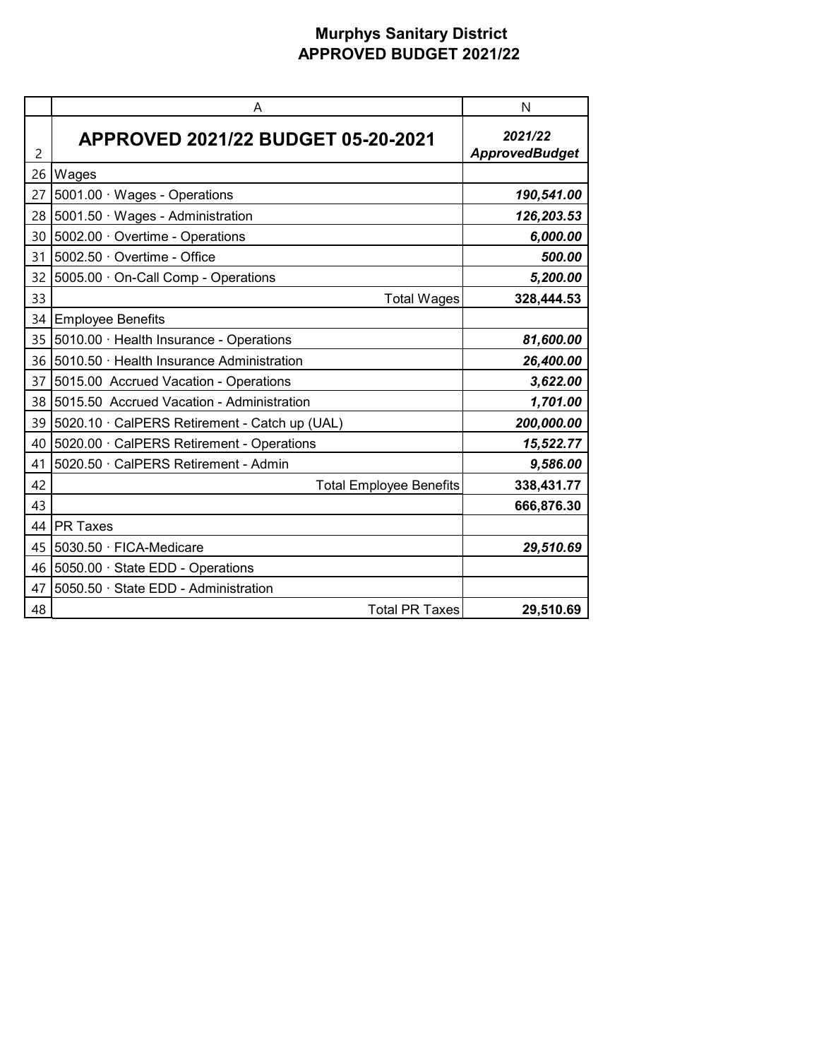# Murphys Sanitary District
## APPROVED BUDGET 2021/22

| | A | N |
|---|---|---|
| 2 | **APPROVED 2021/22 BUDGET 05-20-2021** | ***2021/22 ApprovedBudget*** |
| 26 | Wages | |
| 27 | 5001.00 · Wages - Operations | ***190,541.00*** |
| 28 | 5001.50 · Wages - Administration | ***126,203.53*** |
| 30 | 5002.00 · Overtime - Operations | ***6,000.00*** |
| 31 | 5002.50 · Overtime - Office | ***500.00*** |
| 32 | 5005.00 · On-Call Comp - Operations | ***5,200.00*** |
| 33 | Total Wages | **328,444.53** |
| 34 | Employee Benefits | |
| 35 | 5010.00 · Health Insurance - Operations | ***81,600.00*** |
| 36 | 5010.50 · Health Insurance Administration | ***26,400.00*** |
| 37 | 5015.00 Accrued Vacation - Operations | ***3,622.00*** |
| 38 | 5015.50 Accrued Vacation - Administration | ***1,701.00*** |
| 39 | 5020.10 · CalPERS Retirement - Catch up (UAL) | ***200,000.00*** |
| 40 | 5020.00 · CalPERS Retirement - Operations | ***15,522.77*** |
| 41 | 5020.50 · CalPERS Retirement - Admin | ***9,586.00*** |
| 42 | Total Employee Benefits | **338,431.77** |
| 43 | | **666,876.30** |
| 44 | PR Taxes | |
| 45 | 5030.50 · FICA-Medicare | ***29,510.69*** |
| 46 | 5050.00 · State EDD - Operations | |
| 47 | 5050.50 · State EDD - Administration | |
| 48 | Total PR Taxes | **29,510.69** |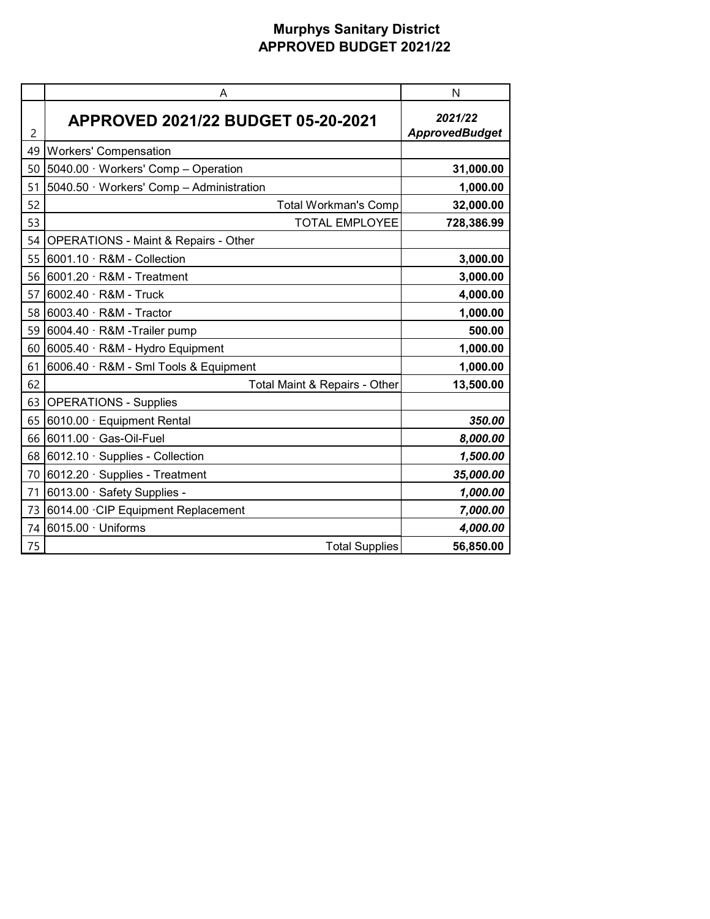# Murphys Sanitary District
## APPROVED BUDGET 2021/22

| | A | N |
|---|---|---|
| 2 | **APPROVED 2021/22 BUDGET 05-20-2021** | ***2021/22 ApprovedBudget*** |
| 49 | Workers' Compensation | |
| 50 | 5040.00 · Workers' Comp – Operation | **31,000.00** |
| 51 | 5040.50 · Workers' Comp – Administration | **1,000.00** |
| 52 | Total Workman's Comp | **32,000.00** |
| 53 | TOTAL EMPLOYEE | **728,386.99** |
| 54 | OPERATIONS - Maint & Repairs - Other | |
| 55 | 6001.10 · R&M - Collection | **3,000.00** |
| 56 | 6001.20 · R&M - Treatment | **3,000.00** |
| 57 | 6002.40 · R&M - Truck | **4,000.00** |
| 58 | 6003.40 · R&M - Tractor | **1,000.00** |
| 59 | 6004.40 · R&M -Trailer pump | **500.00** |
| 60 | 6005.40 · R&M - Hydro Equipment | **1,000.00** |
| 61 | 6006.40 · R&M - Sml Tools & Equipment | **1,000.00** |
| 62 | Total Maint & Repairs - Other | **13,500.00** |
| 63 | OPERATIONS - Supplies | |
| 65 | 6010.00 · Equipment Rental | ***350.00*** |
| 66 | 6011.00 · Gas-Oil-Fuel | ***8,000.00*** |
| 68 | 6012.10 · Supplies - Collection | ***1,500.00*** |
| 70 | 6012.20 · Supplies - Treatment | ***35,000.00*** |
| 71 | 6013.00 · Safety Supplies - | ***1,000.00*** |
| 73 | 6014.00 ·CIP Equipment Replacement | ***7,000.00*** |
| 74 | 6015.00 · Uniforms | ***4,000.00*** |
| 75 | Total Supplies | **56,850.00** |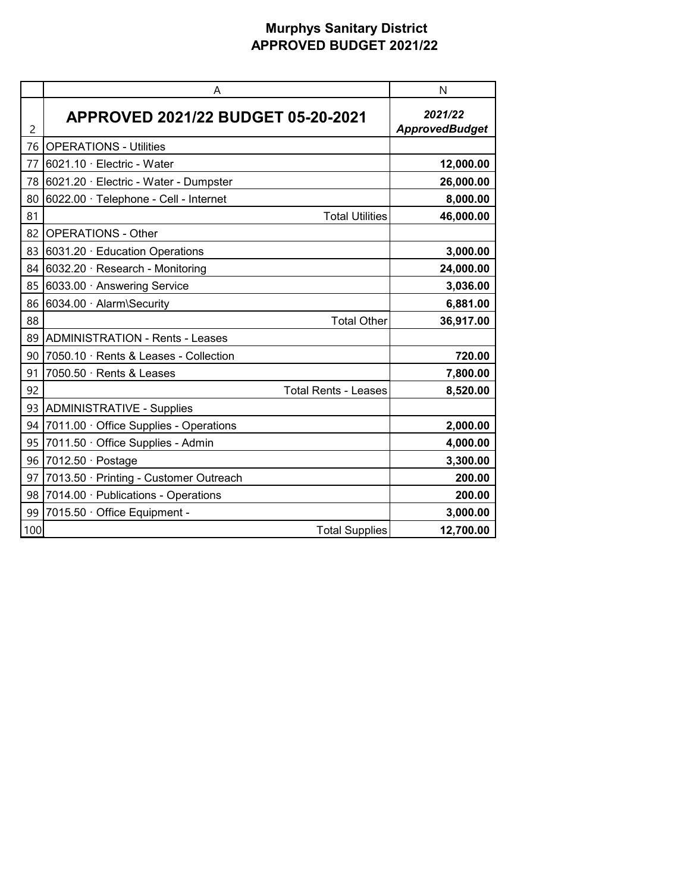# Murphys Sanitary District
## APPROVED BUDGET 2021/22

| | A | N |
|---|---|---|
| 2 | **APPROVED 2021/22 BUDGET 05-20-2021** | ***2021/22 ApprovedBudget*** |
| 76 | OPERATIONS - Utilities | |
| 77 | 6021.10 · Electric - Water | **12,000.00** |
| 78 | 6021.20 · Electric - Water - Dumpster | **26,000.00** |
| 80 | 6022.00 · Telephone - Cell - Internet | **8,000.00** |
| 81 | Total Utilities | **46,000.00** |
| 82 | OPERATIONS - Other | |
| 83 | 6031.20 · Education Operations | **3,000.00** |
| 84 | 6032.20 · Research - Monitoring | **24,000.00** |
| 85 | 6033.00 · Answering Service | **3,036.00** |
| 86 | 6034.00 · Alarm\Security | **6,881.00** |
| 88 | Total Other | **36,917.00** |
| 89 | ADMINISTRATION - Rents - Leases | |
| 90 | 7050.10 · Rents & Leases - Collection | **720.00** |
| 91 | 7050.50 · Rents & Leases | **7,800.00** |
| 92 | Total Rents - Leases | **8,520.00** |
| 93 | ADMINISTRATIVE - Supplies | |
| 94 | 7011.00 · Office Supplies - Operations | **2,000.00** |
| 95 | 7011.50 · Office Supplies - Admin | **4,000.00** |
| 96 | 7012.50 · Postage | **3,300.00** |
| 97 | 7013.50 · Printing - Customer Outreach | **200.00** |
| 98 | 7014.00 · Publications - Operations | **200.00** |
| 99 | 7015.50 · Office Equipment - | **3,000.00** |
| 100 | Total Supplies | **12,700.00** |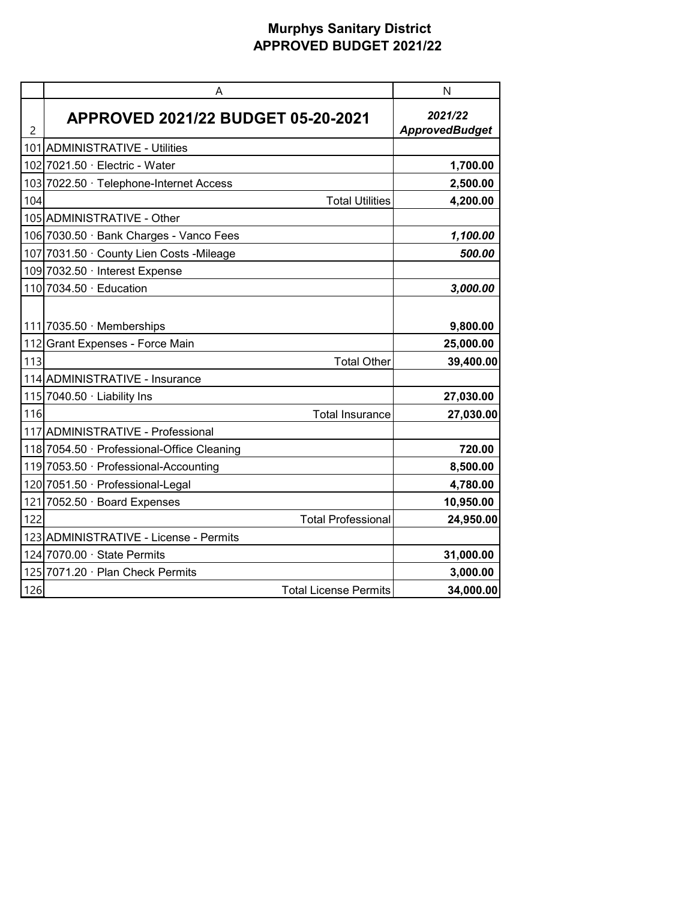# Murphys Sanitary District
## APPROVED BUDGET 2021/22

| | A | N |
|---|---|---|
| 2 | **APPROVED 2021/22 BUDGET 05-20-2021** | ***2021/22 ApprovedBudget*** |
| 101 | ADMINISTRATIVE - Utilities | |
| 102 | 7021.50 · Electric - Water | **1,700.00** |
| 103 | 7022.50 · Telephone-Internet Access | **2,500.00** |
| 104 | Total Utilities | **4,200.00** |
| 105 | ADMINISTRATIVE - Other | |
| 106 | 7030.50 · Bank Charges - Vanco Fees | ***1,100.00*** |
| 107 | 7031.50 · County Lien Costs -Mileage | ***500.00*** |
| 109 | 7032.50 · Interest Expense | |
| 110 | 7034.50 · Education | ***3,000.00*** |
| 111 | 7035.50 · Memberships | **9,800.00** |
| 112 | Grant Expenses - Force Main | **25,000.00** |
| 113 | Total Other | **39,400.00** |
| 114 | ADMINISTRATIVE - Insurance | |
| 115 | 7040.50 · Liability Ins | **27,030.00** |
| 116 | Total Insurance | **27,030.00** |
| 117 | ADMINISTRATIVE - Professional | |
| 118 | 7054.50 · Professional-Office Cleaning | **720.00** |
| 119 | 7053.50 · Professional-Accounting | **8,500.00** |
| 120 | 7051.50 · Professional-Legal | **4,780.00** |
| 121 | 7052.50 · Board Expenses | **10,950.00** |
| 122 | Total Professional | **24,950.00** |
| 123 | ADMINISTRATIVE - License - Permits | |
| 124 | 7070.00 · State Permits | **31,000.00** |
| 125 | 7071.20 · Plan Check Permits | **3,000.00** |
| 126 | Total License Permits | **34,000.00** |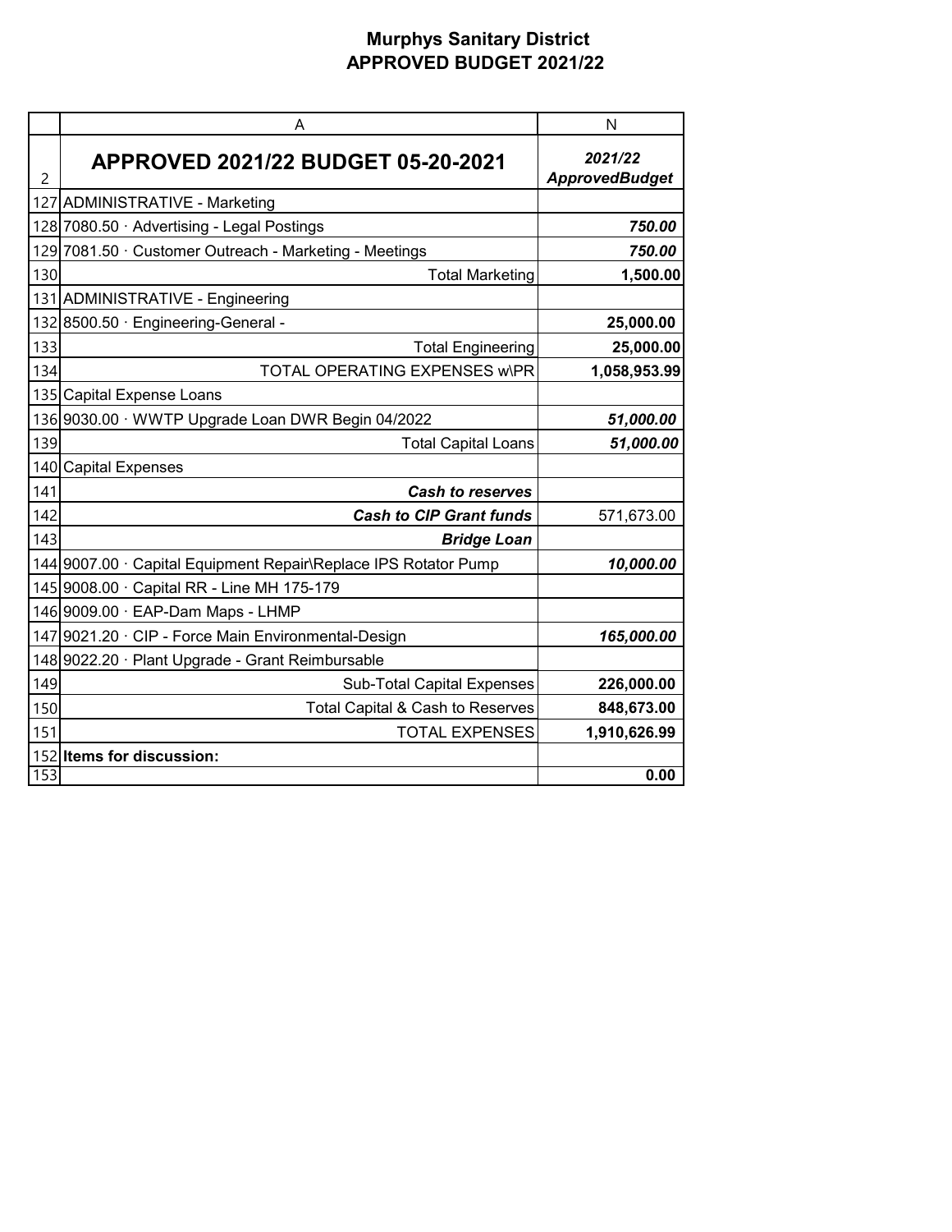# Murphys Sanitary District
## APPROVED BUDGET 2021/22

| | A | N |
|---|---|---|
| 2 | **APPROVED 2021/22 BUDGET 05-20-2021** | ***2021/22 ApprovedBudget*** |
| 127 | ADMINISTRATIVE - Marketing | |
| 128 | 7080.50 · Advertising - Legal Postings | ***750.00*** |
| 129 | 7081.50 · Customer Outreach - Marketing - Meetings | ***750.00*** |
| 130 | Total Marketing | **1,500.00** |
| 131 | ADMINISTRATIVE - Engineering | |
| 132 | 8500.50 · Engineering-General - | **25,000.00** |
| 133 | Total Engineering | **25,000.00** |
| 134 | TOTAL OPERATING EXPENSES w\PR | **1,058,953.99** |
| 135 | Capital Expense Loans | |
| 136 | 9030.00 · WWTP Upgrade Loan DWR Begin 04/2022 | ***51,000.00*** |
| 139 | Total Capital Loans | ***51,000.00*** |
| 140 | Capital Expenses | |
| 141 | ***Cash to reserves*** | |
| 142 | ***Cash to CIP Grant funds*** | 571,673.00 |
| 143 | ***Bridge Loan*** | |
| 144 | 9007.00 · Capital Equipment Repair\Replace IPS Rotator Pump | ***10,000.00*** |
| 145 | 9008.00 · Capital RR - Line MH 175-179 | |
| 146 | 9009.00 · EAP-Dam Maps - LHMP | |
| 147 | 9021.20 · CIP - Force Main Environmental-Design | ***165,000.00*** |
| 148 | 9022.20 · Plant Upgrade - Grant Reimbursable | |
| 149 | Sub-Total Capital Expenses | **226,000.00** |
| 150 | Total Capital & Cash to Reserves | **848,673.00** |
| 151 | TOTAL EXPENSES | **1,910,626.99** |
| 152 | **Items for discussion:** | |
| 153 | | **0.00** |